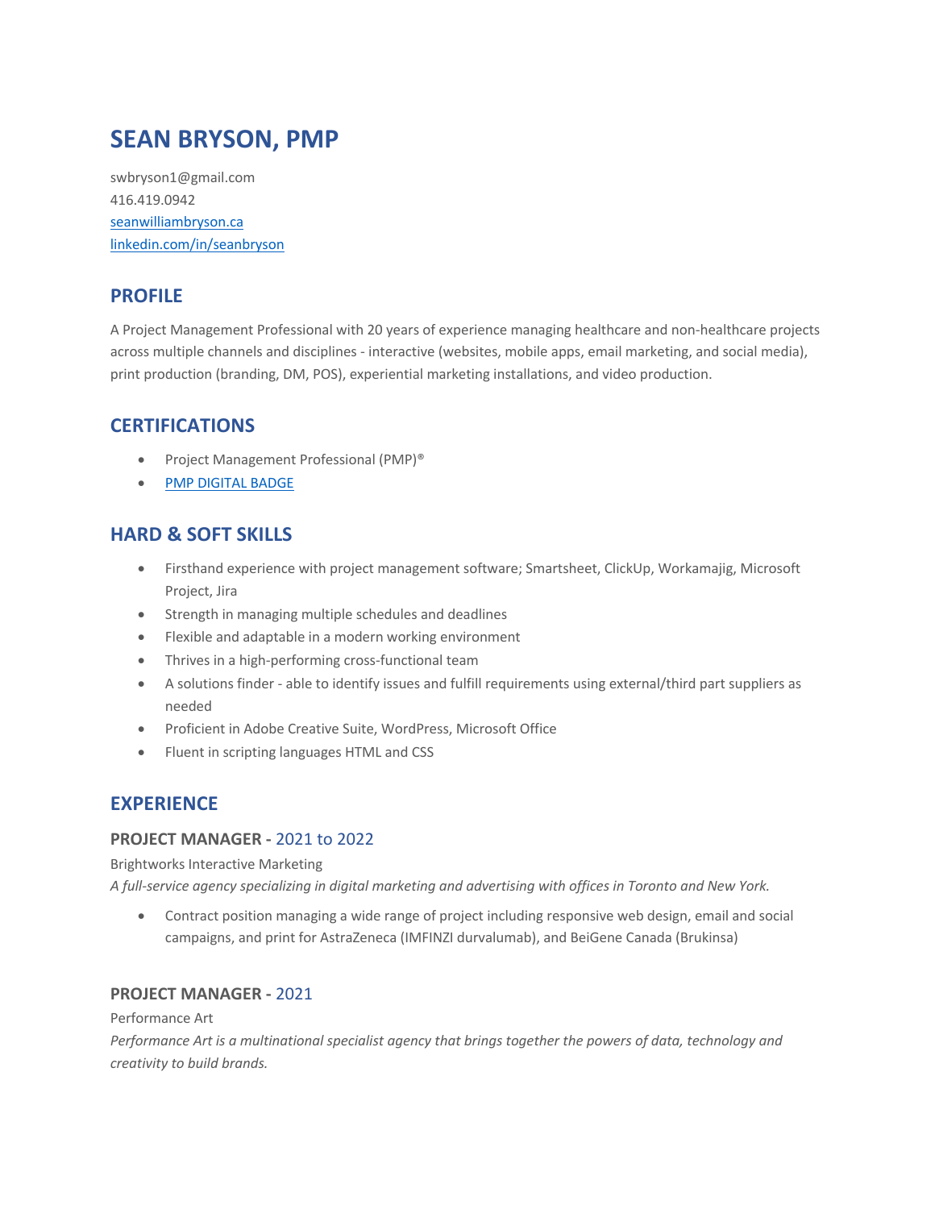# SEAN BRYSON, PMP

swbryson1@gmail.com
416.419.0942
[seanwilliambryson.ca](seanwilliambryson.ca)
[linkedin.com/in/seanbryson](linkedin.com/in/seanbryson)

## PROFILE

A Project Management Professional with 20 years of experience managing healthcare and non-healthcare projects across multiple channels and disciplines - interactive (websites, mobile apps, email marketing, and social media), print production (branding, DM, POS), experiential marketing installations, and video production.

## CERTIFICATIONS

- Project Management Professional (PMP)®
- PMP DIGITAL BADGE

## HARD & SOFT SKILLS

- Firsthand experience with project management software; Smartsheet, ClickUp, Workamajig, Microsoft Project, Jira
- Strength in managing multiple schedules and deadlines
- Flexible and adaptable in a modern working environment
- Thrives in a high-performing cross-functional team
- A solutions finder - able to identify issues and fulfill requirements using external/third part suppliers as needed
- Proficient in Adobe Creative Suite, WordPress, Microsoft Office
- Fluent in scripting languages HTML and CSS

## EXPERIENCE

### PROJECT MANAGER - 2021 to 2022

Brightworks Interactive Marketing

*A full-service agency specializing in digital marketing and advertising with offices in Toronto and New York.*

- Contract position managing a wide range of project including responsive web design, email and social campaigns, and print for AstraZeneca (IMFINZI durvalumab), and BeiGene Canada (Brukinsa)

### PROJECT MANAGER - 2021

Performance Art

*Performance Art is a multinational specialist agency that brings together the powers of data, technology and creativity to build brands.*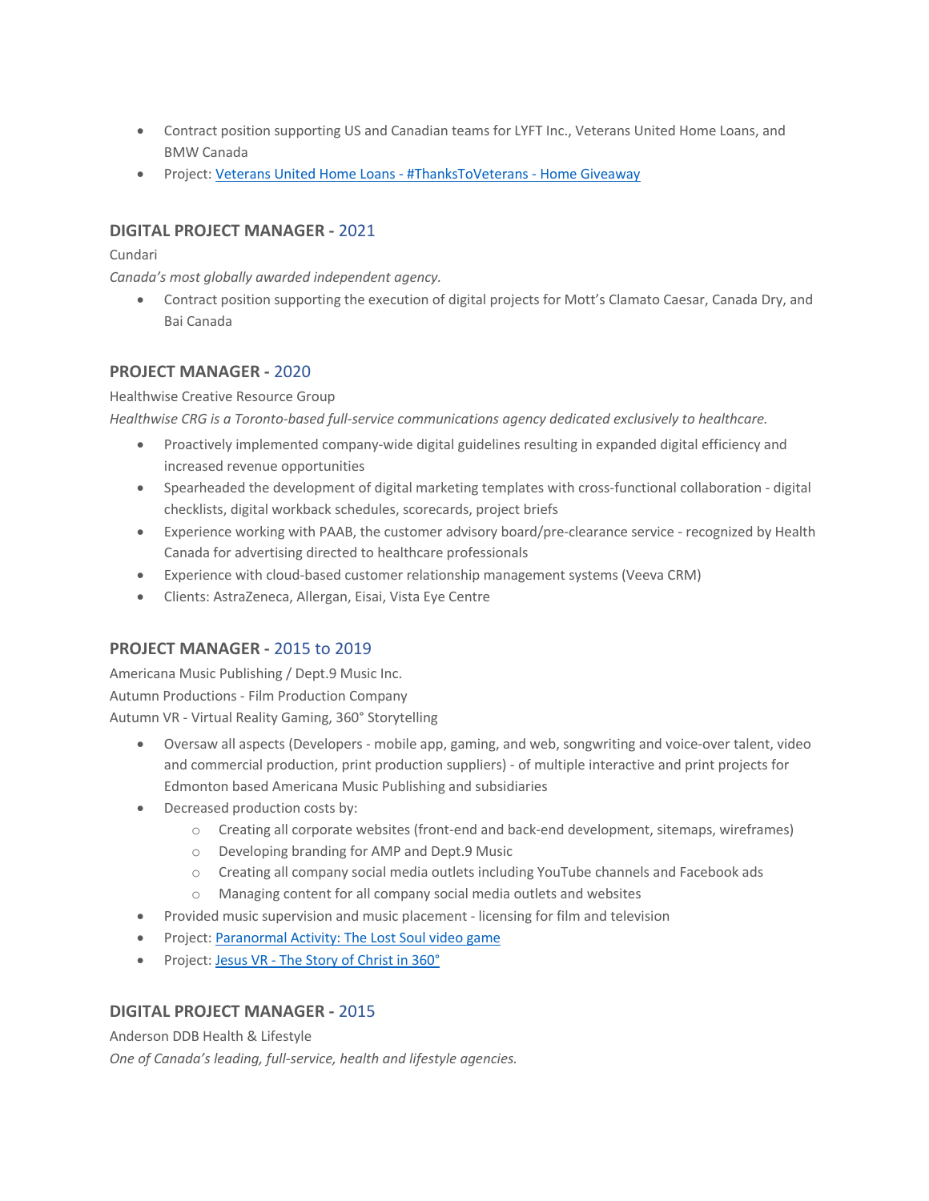- Contract position supporting US and Canadian teams for LYFT Inc., Veterans United Home Loans, and BMW Canada
- Project: Veterans United Home Loans - #ThanksToVeterans - Home Giveaway

### **DIGITAL PROJECT MANAGER -** 2021

Cundari

*Canada's most globally awarded independent agency.*

- Contract position supporting the execution of digital projects for Mott's Clamato Caesar, Canada Dry, and Bai Canada

### **PROJECT MANAGER -** 2020

Healthwise Creative Resource Group

*Healthwise CRG is a Toronto-based full-service communications agency dedicated exclusively to healthcare.*

- Proactively implemented company-wide digital guidelines resulting in expanded digital efficiency and increased revenue opportunities
- Spearheaded the development of digital marketing templates with cross-functional collaboration - digital checklists, digital workback schedules, scorecards, project briefs
- Experience working with PAAB, the customer advisory board/pre-clearance service - recognized by Health Canada for advertising directed to healthcare professionals
- Experience with cloud-based customer relationship management systems (Veeva CRM)
- Clients: AstraZeneca, Allergan, Eisai, Vista Eye Centre

### **PROJECT MANAGER -** 2015 to 2019

Americana Music Publishing / Dept.9 Music Inc.

Autumn Productions - Film Production Company

Autumn VR - Virtual Reality Gaming, 360° Storytelling

- Oversaw all aspects (Developers - mobile app, gaming, and web, songwriting and voice-over talent, video and commercial production, print production suppliers) - of multiple interactive and print projects for Edmonton based Americana Music Publishing and subsidiaries
- Decreased production costs by:
  - Creating all corporate websites (front-end and back-end development, sitemaps, wireframes)
  - Developing branding for AMP and Dept.9 Music
  - Creating all company social media outlets including YouTube channels and Facebook ads
  - Managing content for all company social media outlets and websites
- Provided music supervision and music placement - licensing for film and television
- Project: Paranormal Activity: The Lost Soul video game
- Project: Jesus VR - The Story of Christ in 360°

### **DIGITAL PROJECT MANAGER -** 2015

Anderson DDB Health & Lifestyle

*One of Canada's leading, full-service, health and lifestyle agencies.*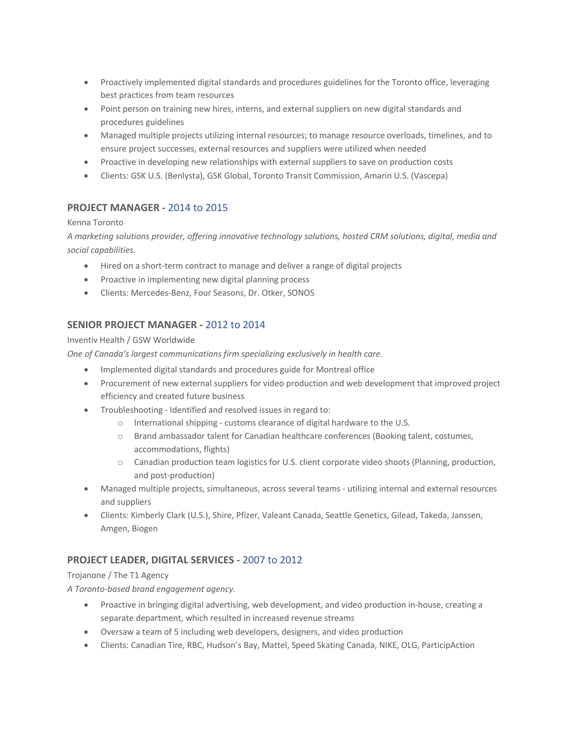- Proactively implemented digital standards and procedures guidelines for the Toronto office, leveraging best practices from team resources
- Point person on training new hires, interns, and external suppliers on new digital standards and procedures guidelines
- Managed multiple projects utilizing internal resources; to manage resource overloads, timelines, and to ensure project successes, external resources and suppliers were utilized when needed
- Proactive in developing new relationships with external suppliers to save on production costs
- Clients: GSK U.S. (Benlysta), GSK Global, Toronto Transit Commission, Amarin U.S. (Vascepa)

### PROJECT MANAGER - 2014 to 2015

Kenna Toronto

*A marketing solutions provider, offering innovative technology solutions, hosted CRM solutions, digital, media and social capabilities.*

- Hired on a short-term contract to manage and deliver a range of digital projects
- Proactive in implementing new digital planning process
- Clients: Mercedes-Benz, Four Seasons, Dr. Otker, SONOS

### SENIOR PROJECT MANAGER - 2012 to 2014

Inventiv Health / GSW Worldwide

*One of Canada's largest communications firm specializing exclusively in health care.*

- Implemented digital standards and procedures guide for Montreal office
- Procurement of new external suppliers for video production and web development that improved project efficiency and created future business
- Troubleshooting - Identified and resolved issues in regard to:
  - International shipping - customs clearance of digital hardware to the U.S.
  - Brand ambassador talent for Canadian healthcare conferences (Booking talent, costumes, accommodations, flights)
  - Canadian production team logistics for U.S. client corporate video shoots (Planning, production, and post-production)
- Managed multiple projects, simultaneous, across several teams - utilizing internal and external resources and suppliers
- Clients: Kimberly Clark (U.S.), Shire, Pfizer, Valeant Canada, Seattle Genetics, Gilead, Takeda, Janssen, Amgen, Biogen

### PROJECT LEADER, DIGITAL SERVICES - 2007 to 2012

Trojanone / The T1 Agency

*A Toronto-based brand engagement agency.*

- Proactive in bringing digital advertising, web development, and video production in-house, creating a separate department, which resulted in increased revenue streams
- Oversaw a team of 5 including web developers, designers, and video production
- Clients: Canadian Tire, RBC, Hudson's Bay, Mattel, Speed Skating Canada, NIKE, OLG, ParticipAction